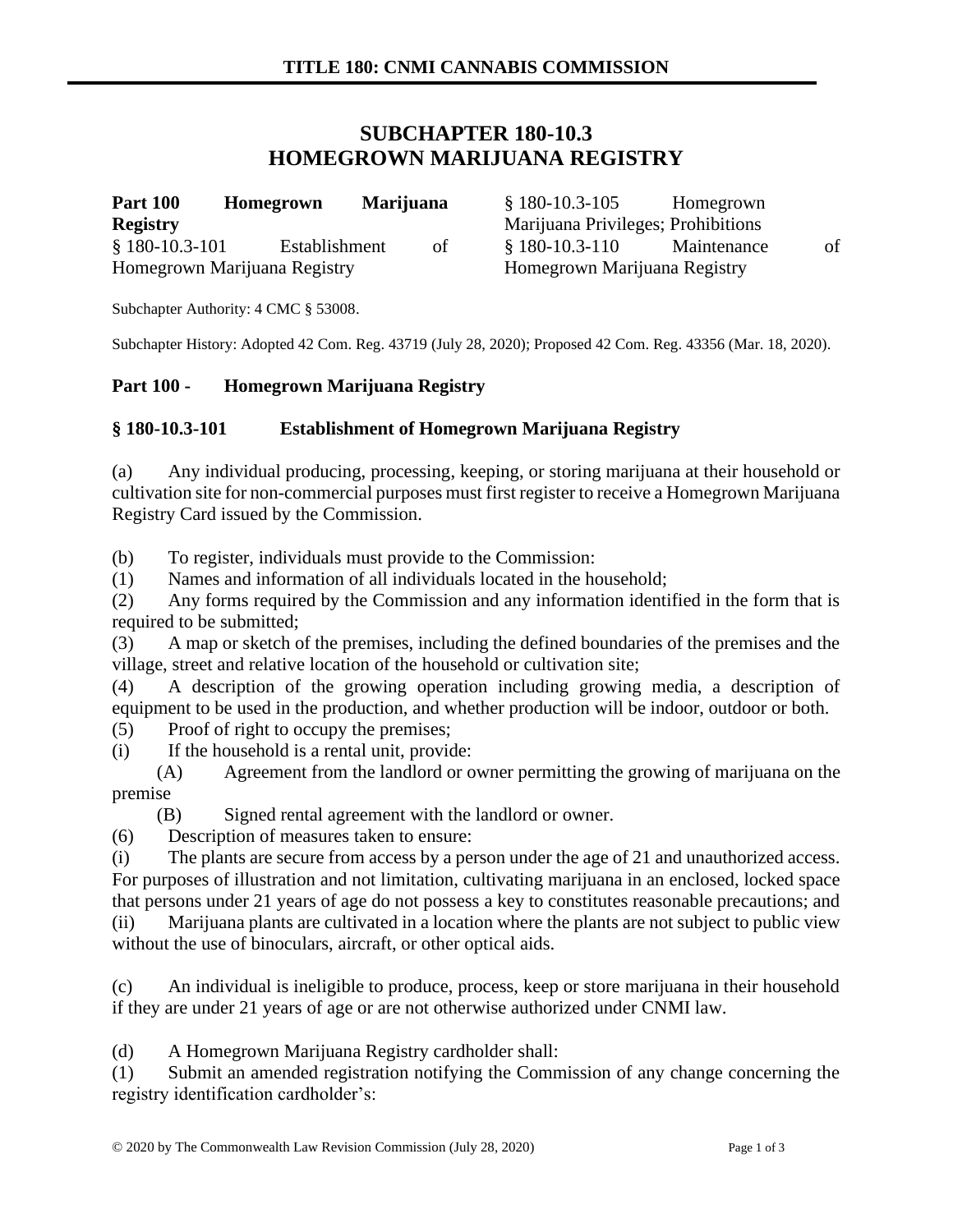# SUBCHAPTER 180-10.3
# HOMEGROWN MARIJUANA REGISTRY

**Part 100 Homegrown Marijuana Registry**
§ 180-10.3-101 Establishment of Homegrown Marijuana Registry
§ 180-10.3-105 Homegrown Marijuana Privileges; Prohibitions
§ 180-10.3-110 Maintenance of Homegrown Marijuana Registry

Subchapter Authority: 4 CMC § 53008.

Subchapter History: Adopted 42 Com. Reg. 43719 (July 28, 2020); Proposed 42 Com. Reg. 43356 (Mar. 18, 2020).

## Part 100 - Homegrown Marijuana Registry

### § 180-10.3-101 Establishment of Homegrown Marijuana Registry

(a) Any individual producing, processing, keeping, or storing marijuana at their household or cultivation site for non-commercial purposes must first register to receive a Homegrown Marijuana Registry Card issued by the Commission.

(b) To register, individuals must provide to the Commission:

(1) Names and information of all individuals located in the household;

(2) Any forms required by the Commission and any information identified in the form that is required to be submitted;

(3) A map or sketch of the premises, including the defined boundaries of the premises and the village, street and relative location of the household or cultivation site;

(4) A description of the growing operation including growing media, a description of equipment to be used in the production, and whether production will be indoor, outdoor or both.

(5) Proof of right to occupy the premises;

(i) If the household is a rental unit, provide:

(A) Agreement from the landlord or owner permitting the growing of marijuana on the premise

(B) Signed rental agreement with the landlord or owner.

(6) Description of measures taken to ensure:

(i) The plants are secure from access by a person under the age of 21 and unauthorized access. For purposes of illustration and not limitation, cultivating marijuana in an enclosed, locked space that persons under 21 years of age do not possess a key to constitutes reasonable precautions; and

(ii) Marijuana plants are cultivated in a location where the plants are not subject to public view without the use of binoculars, aircraft, or other optical aids.

(c) An individual is ineligible to produce, process, keep or store marijuana in their household if they are under 21 years of age or are not otherwise authorized under CNMI law.

(d) A Homegrown Marijuana Registry cardholder shall:

(1) Submit an amended registration notifying the Commission of any change concerning the registry identification cardholder's: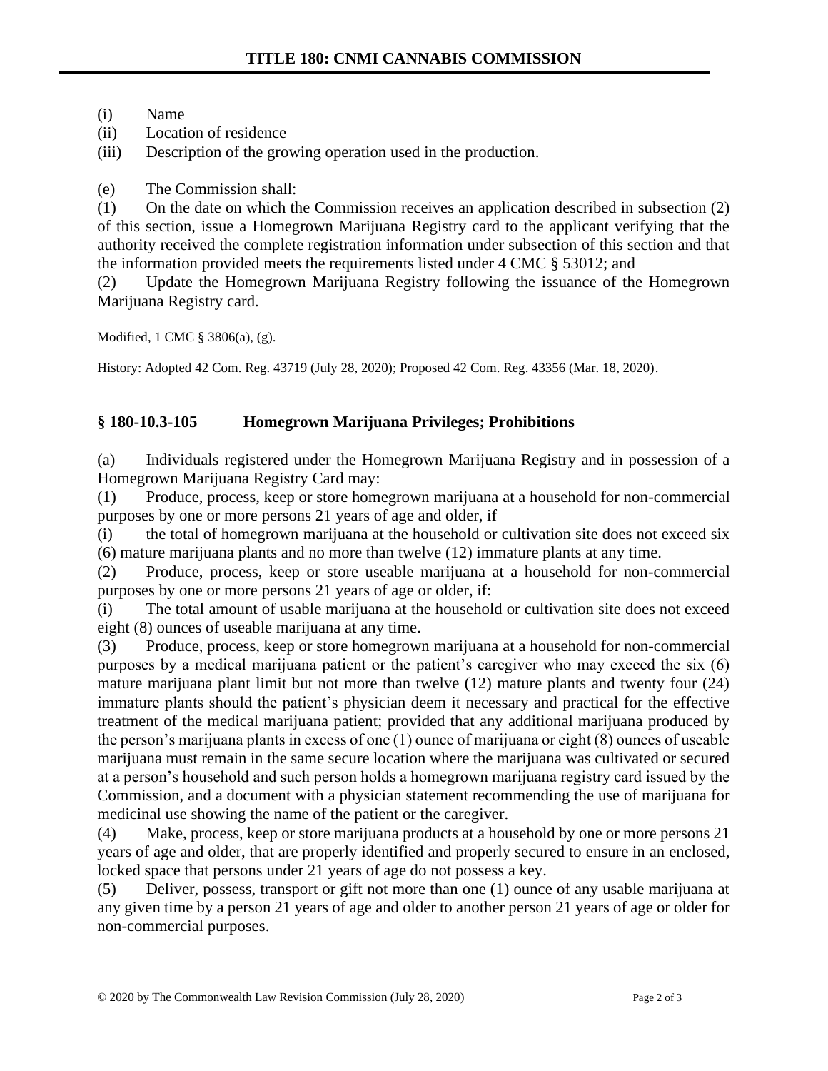(i) Name

(ii) Location of residence

(iii) Description of the growing operation used in the production.

(e) The Commission shall:

(1) On the date on which the Commission receives an application described in subsection (2) of this section, issue a Homegrown Marijuana Registry card to the applicant verifying that the authority received the complete registration information under subsection of this section and that the information provided meets the requirements listed under 4 CMC § 53012; and

(2) Update the Homegrown Marijuana Registry following the issuance of the Homegrown Marijuana Registry card.

Modified, 1 CMC § 3806(a), (g).

History: Adopted 42 Com. Reg. 43719 (July 28, 2020); Proposed 42 Com. Reg. 43356 (Mar. 18, 2020).

### § 180-10.3-105 Homegrown Marijuana Privileges; Prohibitions

(a) Individuals registered under the Homegrown Marijuana Registry and in possession of a Homegrown Marijuana Registry Card may:

(1) Produce, process, keep or store homegrown marijuana at a household for non-commercial purposes by one or more persons 21 years of age and older, if

(i) the total of homegrown marijuana at the household or cultivation site does not exceed six (6) mature marijuana plants and no more than twelve (12) immature plants at any time.

(2) Produce, process, keep or store useable marijuana at a household for non-commercial purposes by one or more persons 21 years of age or older, if:

(i) The total amount of usable marijuana at the household or cultivation site does not exceed eight (8) ounces of useable marijuana at any time.

(3) Produce, process, keep or store homegrown marijuana at a household for non-commercial purposes by a medical marijuana patient or the patient's caregiver who may exceed the six (6) mature marijuana plant limit but not more than twelve (12) mature plants and twenty four (24) immature plants should the patient's physician deem it necessary and practical for the effective treatment of the medical marijuana patient; provided that any additional marijuana produced by the person's marijuana plants in excess of one (1) ounce of marijuana or eight (8) ounces of useable marijuana must remain in the same secure location where the marijuana was cultivated or secured at a person's household and such person holds a homegrown marijuana registry card issued by the Commission, and a document with a physician statement recommending the use of marijuana for medicinal use showing the name of the patient or the caregiver.

(4) Make, process, keep or store marijuana products at a household by one or more persons 21 years of age and older, that are properly identified and properly secured to ensure in an enclosed, locked space that persons under 21 years of age do not possess a key.

(5) Deliver, possess, transport or gift not more than one (1) ounce of any usable marijuana at any given time by a person 21 years of age and older to another person 21 years of age or older for non-commercial purposes.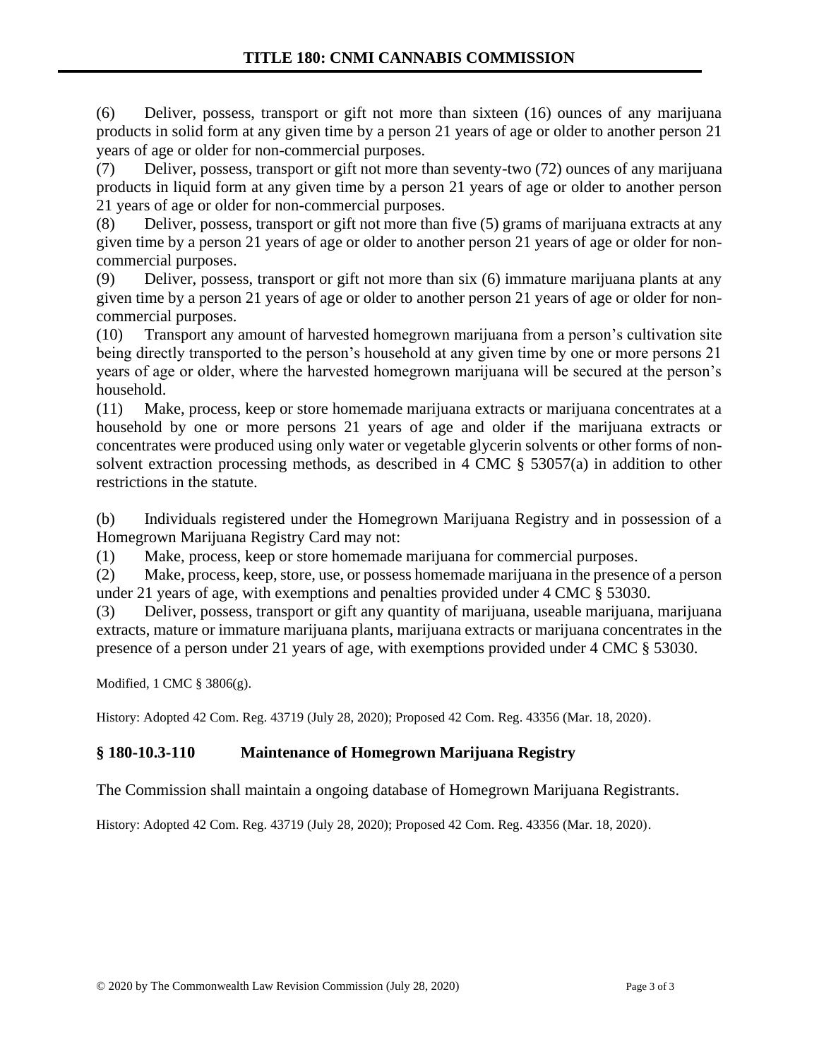(6) Deliver, possess, transport or gift not more than sixteen (16) ounces of any marijuana products in solid form at any given time by a person 21 years of age or older to another person 21 years of age or older for non-commercial purposes.

(7) Deliver, possess, transport or gift not more than seventy-two (72) ounces of any marijuana products in liquid form at any given time by a person 21 years of age or older to another person 21 years of age or older for non-commercial purposes.

(8) Deliver, possess, transport or gift not more than five (5) grams of marijuana extracts at any given time by a person 21 years of age or older to another person 21 years of age or older for non-commercial purposes.

(9) Deliver, possess, transport or gift not more than six (6) immature marijuana plants at any given time by a person 21 years of age or older to another person 21 years of age or older for non-commercial purposes.

(10) Transport any amount of harvested homegrown marijuana from a person's cultivation site being directly transported to the person's household at any given time by one or more persons 21 years of age or older, where the harvested homegrown marijuana will be secured at the person's household.

(11) Make, process, keep or store homemade marijuana extracts or marijuana concentrates at a household by one or more persons 21 years of age and older if the marijuana extracts or concentrates were produced using only water or vegetable glycerin solvents or other forms of non-solvent extraction processing methods, as described in 4 CMC § 53057(a) in addition to other restrictions in the statute.

(b) Individuals registered under the Homegrown Marijuana Registry and in possession of a Homegrown Marijuana Registry Card may not:

(1) Make, process, keep or store homemade marijuana for commercial purposes.

(2) Make, process, keep, store, use, or possess homemade marijuana in the presence of a person under 21 years of age, with exemptions and penalties provided under 4 CMC § 53030.

(3) Deliver, possess, transport or gift any quantity of marijuana, useable marijuana, marijuana extracts, mature or immature marijuana plants, marijuana extracts or marijuana concentrates in the presence of a person under 21 years of age, with exemptions provided under 4 CMC § 53030.

Modified, 1 CMC § 3806(g).

History: Adopted 42 Com. Reg. 43719 (July 28, 2020); Proposed 42 Com. Reg. 43356 (Mar. 18, 2020).

### § 180-10.3-110 Maintenance of Homegrown Marijuana Registry

The Commission shall maintain a ongoing database of Homegrown Marijuana Registrants.

History: Adopted 42 Com. Reg. 43719 (July 28, 2020); Proposed 42 Com. Reg. 43356 (Mar. 18, 2020).